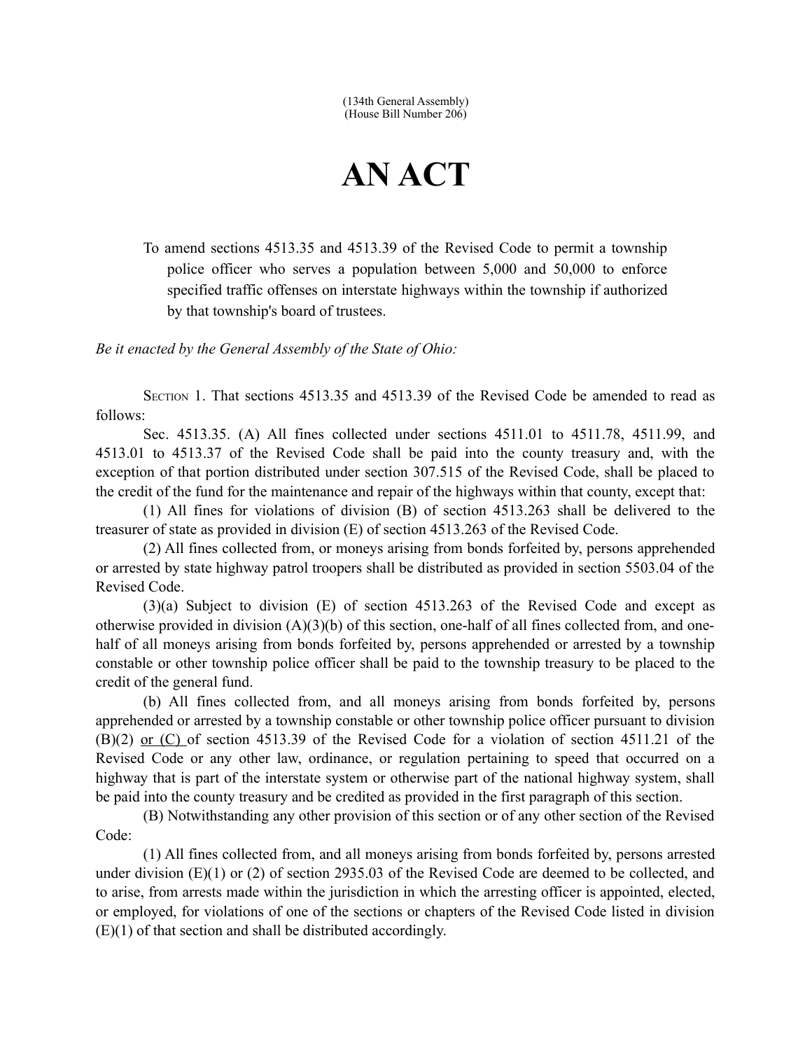(134th General Assembly)
(House Bill Number 206)

# AN ACT

To amend sections 4513.35 and 4513.39 of the Revised Code to permit a township police officer who serves a population between 5,000 and 50,000 to enforce specified traffic offenses on interstate highways within the township if authorized by that township's board of trustees.

*Be it enacted by the General Assembly of the State of Ohio:*

SECTION 1. That sections 4513.35 and 4513.39 of the Revised Code be amended to read as follows:

Sec. 4513.35. (A) All fines collected under sections 4511.01 to 4511.78, 4511.99, and 4513.01 to 4513.37 of the Revised Code shall be paid into the county treasury and, with the exception of that portion distributed under section 307.515 of the Revised Code, shall be placed to the credit of the fund for the maintenance and repair of the highways within that county, except that:

(1) All fines for violations of division (B) of section 4513.263 shall be delivered to the treasurer of state as provided in division (E) of section 4513.263 of the Revised Code.

(2) All fines collected from, or moneys arising from bonds forfeited by, persons apprehended or arrested by state highway patrol troopers shall be distributed as provided in section 5503.04 of the Revised Code.

(3)(a) Subject to division (E) of section 4513.263 of the Revised Code and except as otherwise provided in division (A)(3)(b) of this section, one-half of all fines collected from, and one-half of all moneys arising from bonds forfeited by, persons apprehended or arrested by a township constable or other township police officer shall be paid to the township treasury to be placed to the credit of the general fund.

(b) All fines collected from, and all moneys arising from bonds forfeited by, persons apprehended or arrested by a township constable or other township police officer pursuant to division (B)(2) <u>or (C)</u> of section 4513.39 of the Revised Code for a violation of section 4511.21 of the Revised Code or any other law, ordinance, or regulation pertaining to speed that occurred on a highway that is part of the interstate system or otherwise part of the national highway system, shall be paid into the county treasury and be credited as provided in the first paragraph of this section.

(B) Notwithstanding any other provision of this section or of any other section of the Revised Code:

(1) All fines collected from, and all moneys arising from bonds forfeited by, persons arrested under division (E)(1) or (2) of section 2935.03 of the Revised Code are deemed to be collected, and to arise, from arrests made within the jurisdiction in which the arresting officer is appointed, elected, or employed, for violations of one of the sections or chapters of the Revised Code listed in division (E)(1) of that section and shall be distributed accordingly.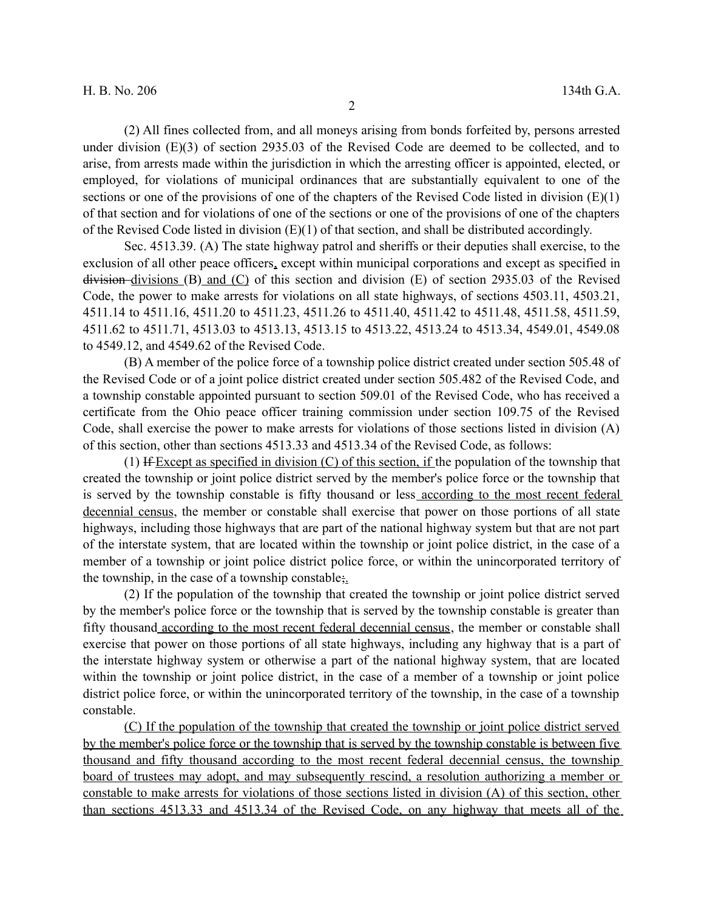(2) All fines collected from, and all moneys arising from bonds forfeited by, persons arrested under division (E)(3) of section 2935.03 of the Revised Code are deemed to be collected, and to arise, from arrests made within the jurisdiction in which the arresting officer is appointed, elected, or employed, for violations of municipal ordinances that are substantially equivalent to one of the sections or one of the provisions of one of the chapters of the Revised Code listed in division (E)(1) of that section and for violations of one of the sections or one of the provisions of one of the chapters of the Revised Code listed in division (E)(1) of that section, and shall be distributed accordingly.

Sec. 4513.39. (A) The state highway patrol and sheriffs or their deputies shall exercise, to the exclusion of all other peace officers, except within municipal corporations and except as specified in ~~division~~ divisions (B) and (C) of this section and division (E) of section 2935.03 of the Revised Code, the power to make arrests for violations on all state highways, of sections 4503.11, 4503.21, 4511.14 to 4511.16, 4511.20 to 4511.23, 4511.26 to 4511.40, 4511.42 to 4511.48, 4511.58, 4511.59, 4511.62 to 4511.71, 4513.03 to 4513.13, 4513.15 to 4513.22, 4513.24 to 4513.34, 4549.01, 4549.08 to 4549.12, and 4549.62 of the Revised Code.

(B) A member of the police force of a township police district created under section 505.48 of the Revised Code or of a joint police district created under section 505.482 of the Revised Code, and a township constable appointed pursuant to section 509.01 of the Revised Code, who has received a certificate from the Ohio peace officer training commission under section 109.75 of the Revised Code, shall exercise the power to make arrests for violations of those sections listed in division (A) of this section, other than sections 4513.33 and 4513.34 of the Revised Code, as follows:

(1) ~~If~~ Except as specified in division (C) of this section, if the population of the township that created the township or joint police district served by the member's police force or the township that is served by the township constable is fifty thousand or less according to the most recent federal decennial census, the member or constable shall exercise that power on those portions of all state highways, including those highways that are part of the national highway system but that are not part of the interstate system, that are located within the township or joint police district, in the case of a member of a township or joint police district police force, or within the unincorporated territory of the township, in the case of a township constable~~;~~.

(2) If the population of the township that created the township or joint police district served by the member's police force or the township that is served by the township constable is greater than fifty thousand according to the most recent federal decennial census, the member or constable shall exercise that power on those portions of all state highways, including any highway that is a part of the interstate highway system or otherwise a part of the national highway system, that are located within the township or joint police district, in the case of a member of a township or joint police district police force, or within the unincorporated territory of the township, in the case of a township constable.

(C) If the population of the township that created the township or joint police district served by the member's police force or the township that is served by the township constable is between five thousand and fifty thousand according to the most recent federal decennial census, the township board of trustees may adopt, and may subsequently rescind, a resolution authorizing a member or constable to make arrests for violations of those sections listed in division (A) of this section, other than sections 4513.33 and 4513.34 of the Revised Code, on any highway that meets all of the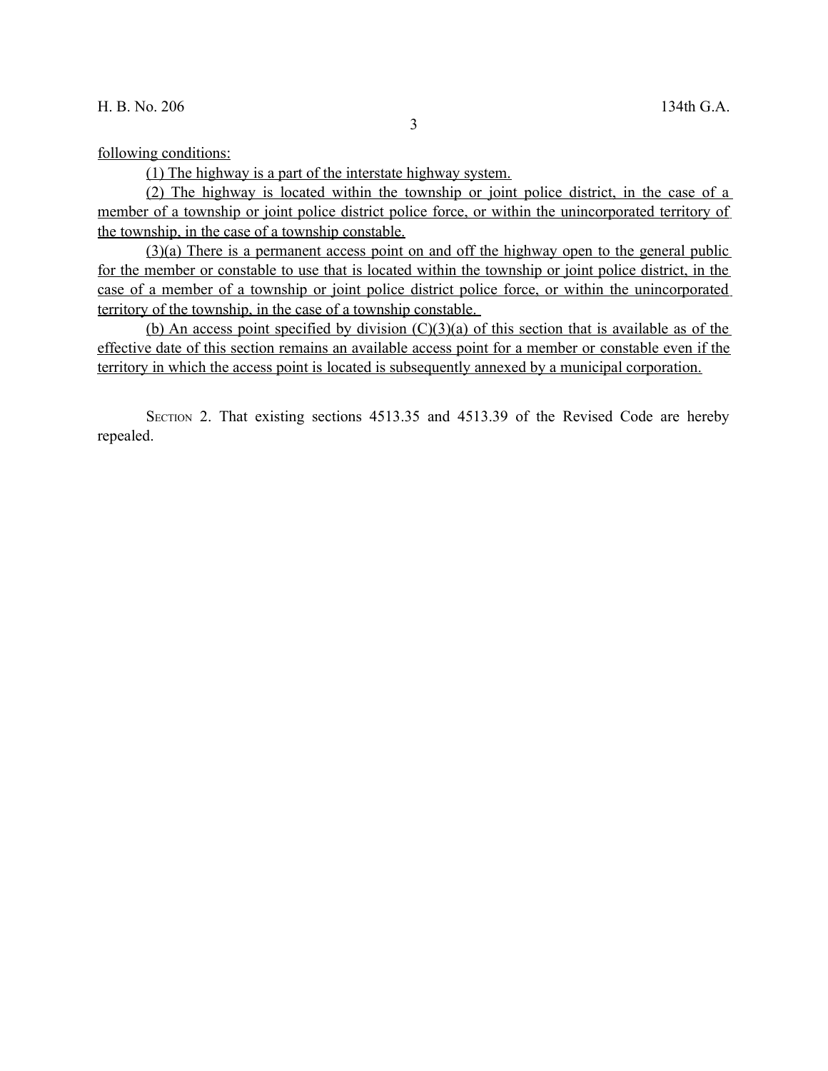following conditions:

(1) The highway is a part of the interstate highway system.

(2) The highway is located within the township or joint police district, in the case of a member of a township or joint police district police force, or within the unincorporated territory of the township, in the case of a township constable.

(3)(a) There is a permanent access point on and off the highway open to the general public for the member or constable to use that is located within the township or joint police district, in the case of a member of a township or joint police district police force, or within the unincorporated territory of the township, in the case of a township constable.

(b) An access point specified by division (C)(3)(a) of this section that is available as of the effective date of this section remains an available access point for a member or constable even if the territory in which the access point is located is subsequently annexed by a municipal corporation.

SECTION 2. That existing sections 4513.35 and 4513.39 of the Revised Code are hereby repealed.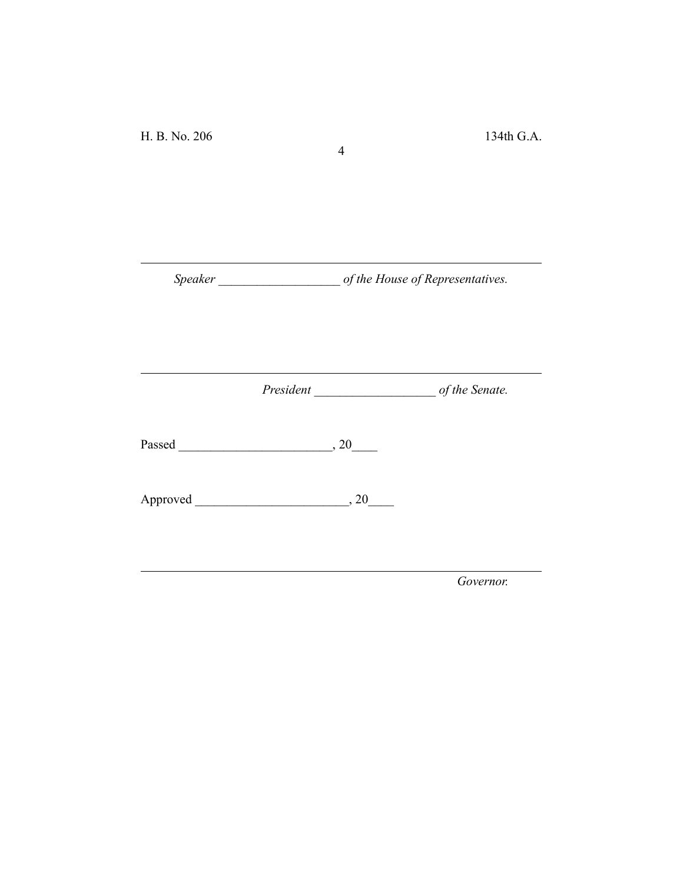______________________________________________________

*Speaker* ___________________ *of the House of Representatives.*

______________________________________________________

*President* ___________________ *of the Senate.*

Passed ________________________, 20____

Approved ________________________, 20____

______________________________________________________

*Governor.*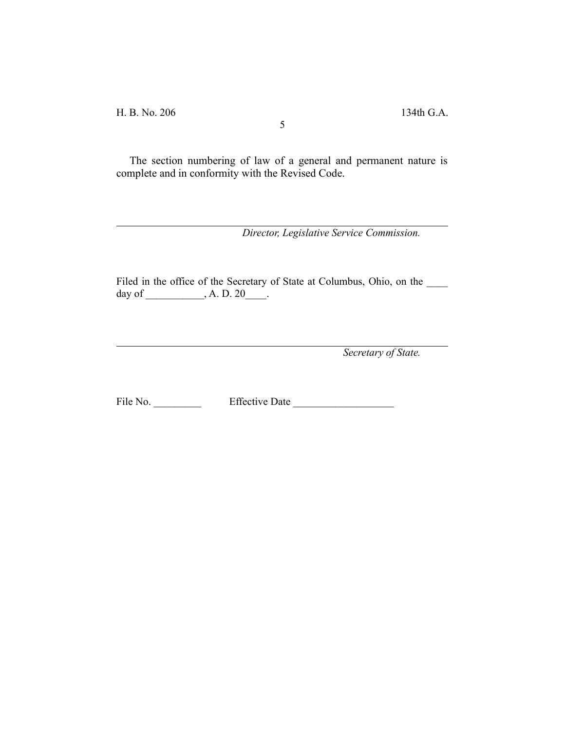The section numbering of law of a general and permanent nature is complete and in conformity with the Revised Code.

\_\_\_\_\_\_\_\_\_\_\_\_\_\_\_\_\_\_\_\_\_\_\_\_\_\_\_\_\_\_\_\_\_\_\_\_\_\_\_\_\_\_\_\_\_\_\_\_

*Director, Legislative Service Commission.*

Filed in the office of the Secretary of State at Columbus, Ohio, on the \_\_\_\_ day of \_\_\_\_\_\_\_\_\_\_\_, A. D. 20\_\_\_\_.

\_\_\_\_\_\_\_\_\_\_\_\_\_\_\_\_\_\_\_\_\_\_\_\_\_\_\_\_\_\_\_\_\_\_\_\_\_\_\_\_\_\_\_\_\_\_\_\_

*Secretary of State.*

File No. \_\_\_\_\_\_\_\_\_ Effective Date \_\_\_\_\_\_\_\_\_\_\_\_\_\_\_\_\_\_\_